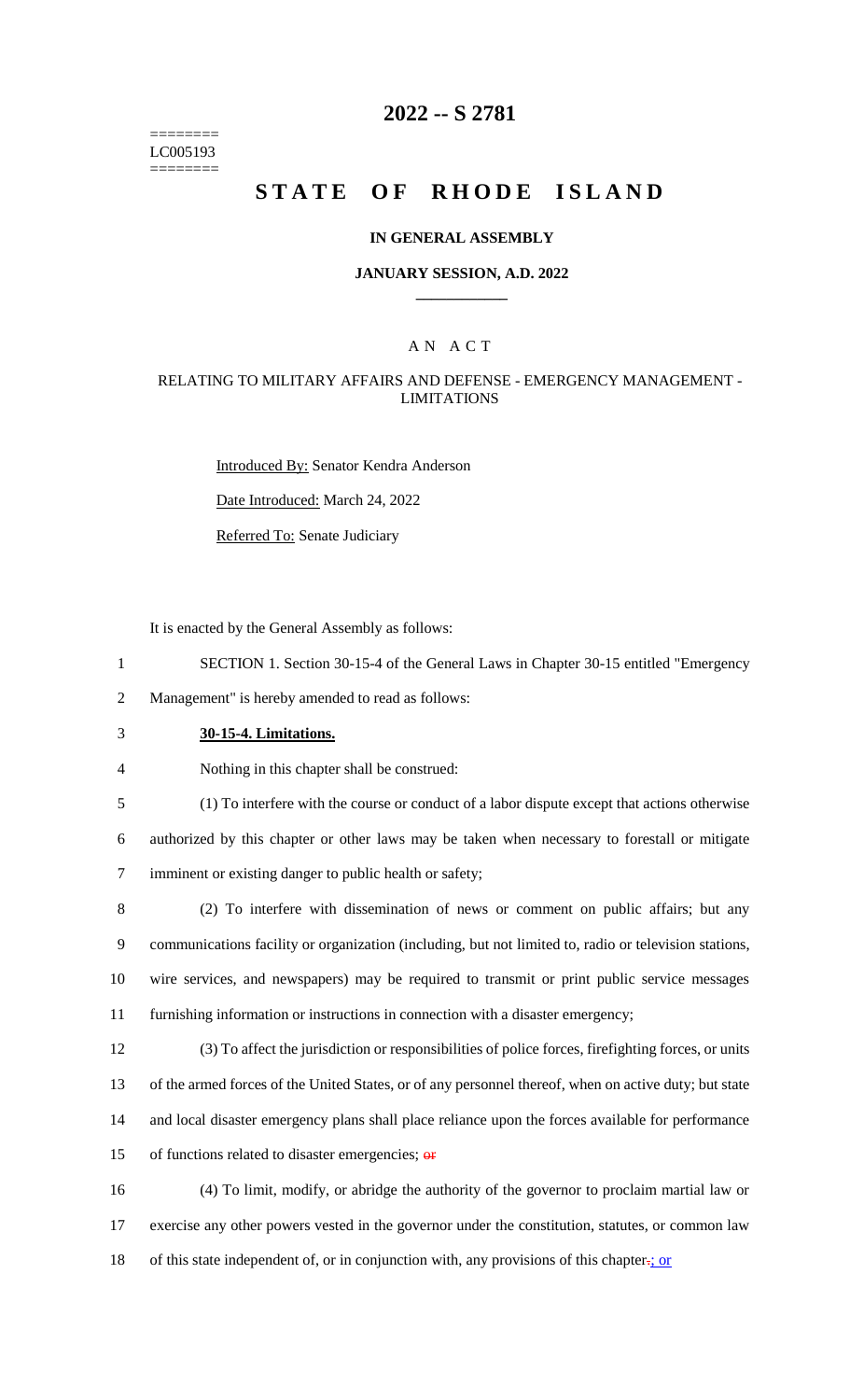========
LC005193
========

# 2022 -- S 2781

# STATE OF RHODE ISLAND

### IN GENERAL ASSEMBLY

### JANUARY SESSION, A.D. 2022

## A N A C T

### RELATING TO MILITARY AFFAIRS AND DEFENSE - EMERGENCY MANAGEMENT - LIMITATIONS

Introduced By: Senator Kendra Anderson

Date Introduced: March 24, 2022

Referred To: Senate Judiciary

It is enacted by the General Assembly as follows:

1 SECTION 1. Section 30-15-4 of the General Laws in Chapter 30-15 entitled "Emergency
2 Management" is hereby amended to read as follows:

3 **30-15-4. Limitations.**

4 Nothing in this chapter shall be construed:

5 (1) To interfere with the course or conduct of a labor dispute except that actions otherwise
6 authorized by this chapter or other laws may be taken when necessary to forestall or mitigate
7 imminent or existing danger to public health or safety;

8 (2) To interfere with dissemination of news or comment on public affairs; but any
9 communications facility or organization (including, but not limited to, radio or television stations,
10 wire services, and newspapers) may be required to transmit or print public service messages
11 furnishing information or instructions in connection with a disaster emergency;

12 (3) To affect the jurisdiction or responsibilities of police forces, firefighting forces, or units
13 of the armed forces of the United States, or of any personnel thereof, when on active duty; but state
14 and local disaster emergency plans shall place reliance upon the forces available for performance
15 of functions related to disaster emergencies; ~~or~~

16 (4) To limit, modify, or abridge the authority of the governor to proclaim martial law or
17 exercise any other powers vested in the governor under the constitution, statutes, or common law
18 of this state independent of, or in conjunction with, any provisions of this chapter~~.~~<u>; or</u>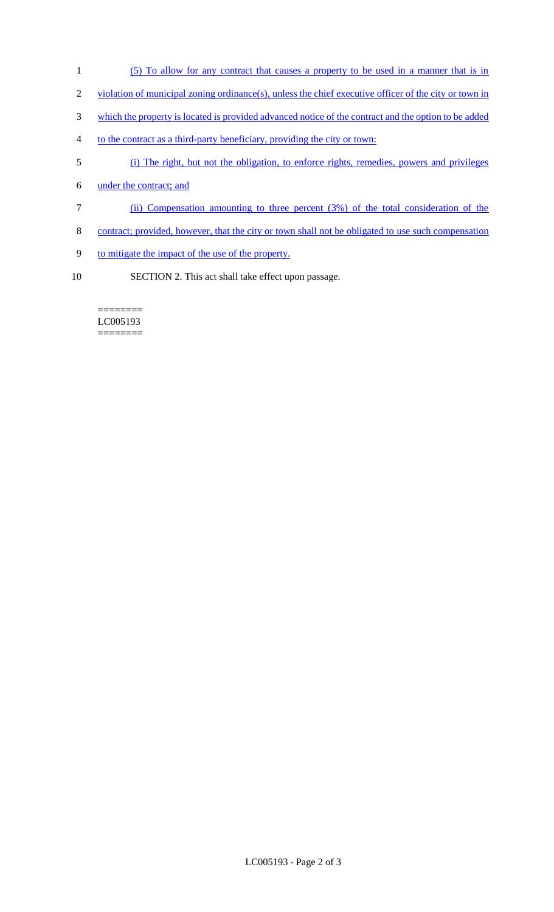(5) To allow for any contract that causes a property to be used in a manner that is in violation of municipal zoning ordinance(s), unless the chief executive officer of the city or town in which the property is located is provided advanced notice of the contract and the option to be added to the contract as a third-party beneficiary, providing the city or town:

(i) The right, but not the obligation, to enforce rights, remedies, powers and privileges under the contract; and

(ii) Compensation amounting to three percent (3%) of the total consideration of the contract; provided, however, that the city or town shall not be obligated to use such compensation to mitigate the impact of the use of the property.

SECTION 2. This act shall take effect upon passage.

========
LC005193
========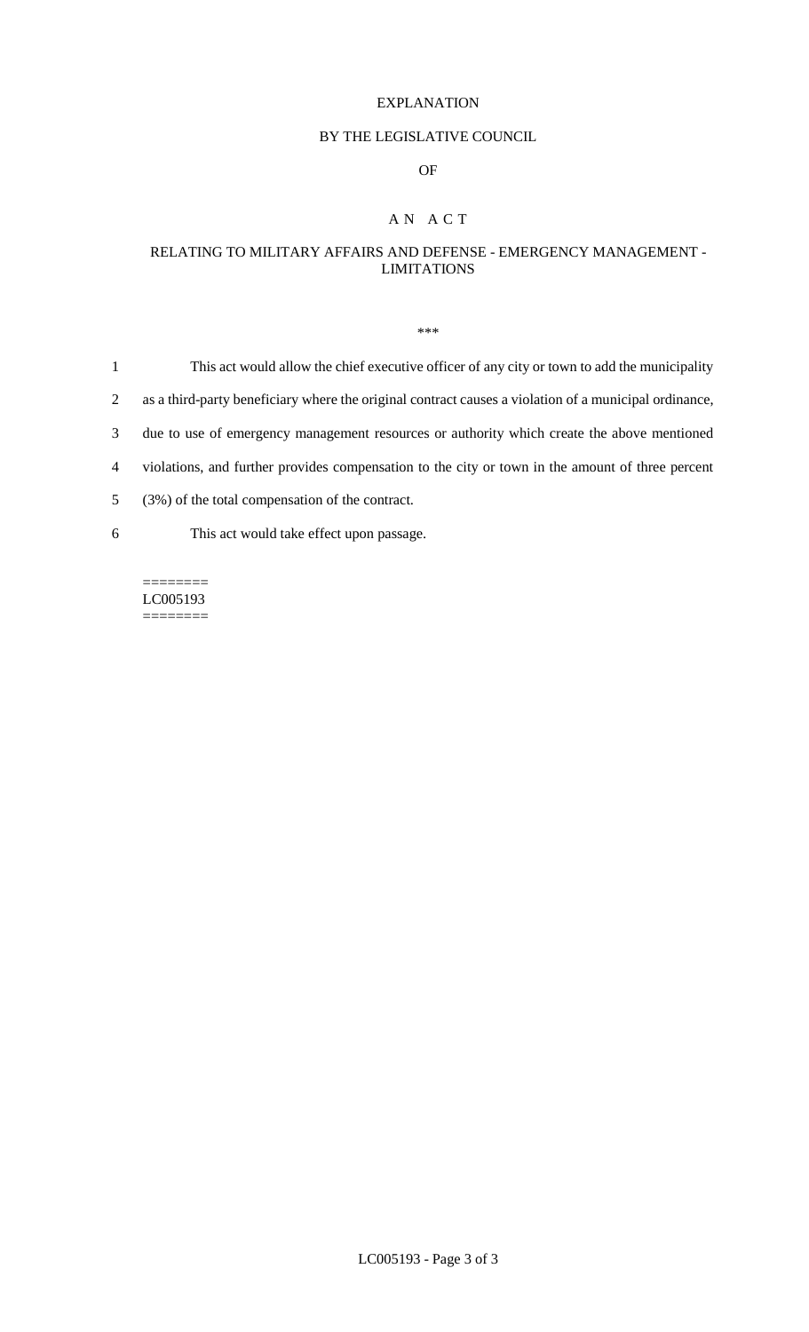# EXPLANATION

## BY THE LEGISLATIVE COUNCIL

### OF

## A N A C T

### RELATING TO MILITARY AFFAIRS AND DEFENSE - EMERGENCY MANAGEMENT - LIMITATIONS

\*\*\*

1 This act would allow the chief executive officer of any city or town to add the municipality
2 as a third-party beneficiary where the original contract causes a violation of a municipal ordinance,
3 due to use of emergency management resources or authority which create the above mentioned
4 violations, and further provides compensation to the city or town in the amount of three percent
5 (3%) of the total compensation of the contract.
6 This act would take effect upon passage.

========
LC005193
========